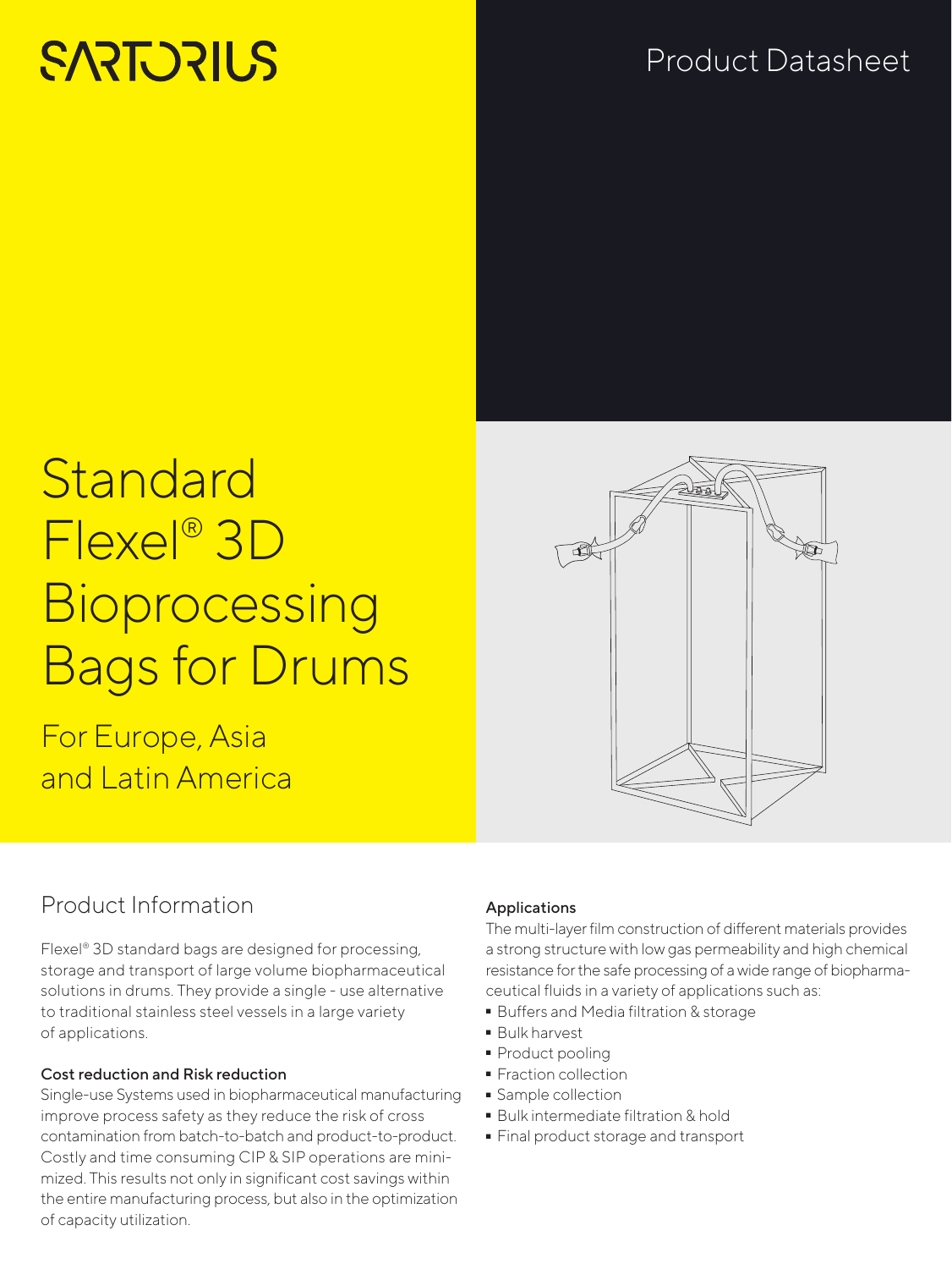SARTORIUS

Product Datasheet

# Standard Flexel® 3D Bioprocessing Bags for Drums

For Europe, Asia and Latin America

## Product Information

Flexel® 3D standard bags are designed for processing, storage and transport of large volume biopharmaceutical solutions in drums. They provide a single - use alternative to traditional stainless steel vessels in a large variety of applications.

### Cost reduction and Risk reduction

Single-use Systems used in biopharmaceutical manufacturing improve process safety as they reduce the risk of cross contamination from batch-to-batch and product-to-product. Costly and time consuming CIP & SIP operations are minimized. This results not only in significant cost savings within the entire manufacturing process, but also in the optimization of capacity utilization.

### Applications

The multi-layer film construction of different materials provides a strong structure with low gas permeability and high chemical resistance for the safe processing of a wide range of biopharmaceutical fluids in a variety of applications such as:

- Buffers and Media filtration & storage
- Bulk harvest
- Product pooling
- Fraction collection
- Sample collection
- Bulk intermediate filtration & hold
- Final product storage and transport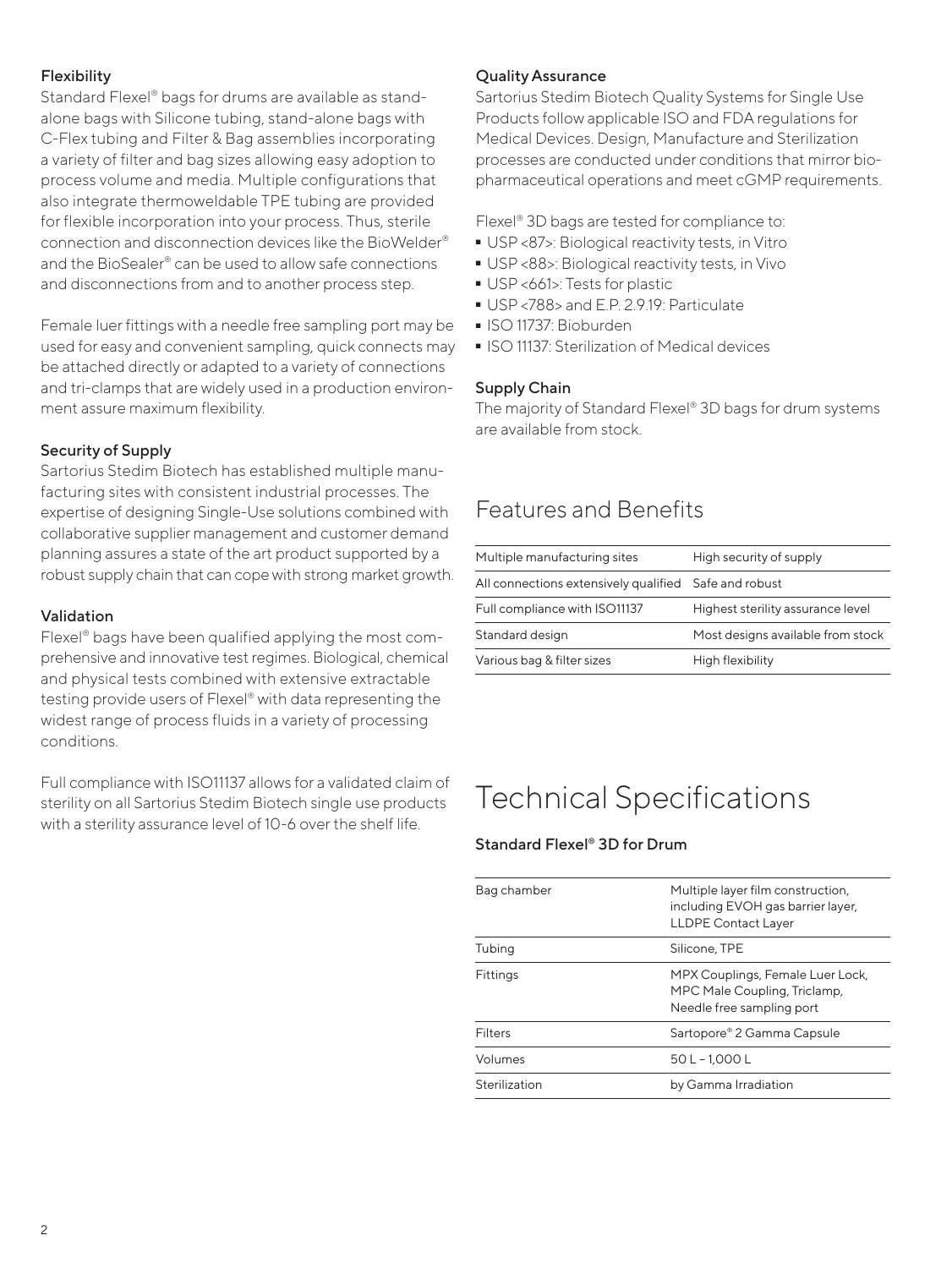### Flexibility

Standard Flexel® bags for drums are available as stand-alone bags with Silicone tubing, stand-alone bags with C-Flex tubing and Filter & Bag assemblies incorporating a variety of filter and bag sizes allowing easy adoption to process volume and media. Multiple configurations that also integrate thermoweldable TPE tubing are provided for flexible incorporation into your process. Thus, sterile connection and disconnection devices like the BioWelder® and the BioSealer® can be used to allow safe connections and disconnections from and to another process step.

Female luer fittings with a needle free sampling port may be used for easy and convenient sampling, quick connects may be attached directly or adapted to a variety of connections and tri-clamps that are widely used in a production environment assure maximum flexibility.

### Security of Supply

Sartorius Stedim Biotech has established multiple manufacturing sites with consistent industrial processes. The expertise of designing Single-Use solutions combined with collaborative supplier management and customer demand planning assures a state of the art product supported by a robust supply chain that can cope with strong market growth.

### Validation

Flexel® bags have been qualified applying the most comprehensive and innovative test regimes. Biological, chemical and physical tests combined with extensive extractable testing provide users of Flexel® with data representing the widest range of process fluids in a variety of processing conditions.

Full compliance with ISO11137 allows for a validated claim of sterility on all Sartorius Stedim Biotech single use products with a sterility assurance level of 10-6 over the shelf life.

### Quality Assurance

Sartorius Stedim Biotech Quality Systems for Single Use Products follow applicable ISO and FDA regulations for Medical Devices. Design, Manufacture and Sterilization processes are conducted under conditions that mirror biopharmaceutical operations and meet cGMP requirements.

Flexel® 3D bags are tested for compliance to:

- USP <87>: Biological reactivity tests, in Vitro
- USP <88>: Biological reactivity tests, in Vivo
- USP <661>: Tests for plastic
- USP <788> and E.P. 2.9.19: Particulate
- ISO 11737: Bioburden
- ISO 11137: Sterilization of Medical devices

### Supply Chain

The majority of Standard Flexel® 3D bags for drum systems are available from stock.

## Features and Benefits

| | |
|---|---|
| Multiple manufacturing sites | High security of supply |
| All connections extensively qualified | Safe and robust |
| Full compliance with ISO11137 | Highest sterility assurance level |
| Standard design | Most designs available from stock |
| Various bag & filter sizes | High flexibility |

# Technical Specifications

### Standard Flexel® 3D for Drum

| | |
|---|---|
| Bag chamber | Multiple layer film construction, including EVOH gas barrier layer, LLDPE Contact Layer |
| Tubing | Silicone, TPE |
| Fittings | MPX Couplings, Female Luer Lock, MPC Male Coupling, Triclamp, Needle free sampling port |
| Filters | Sartopore® 2 Gamma Capsule |
| Volumes | 50 L – 1,000 L |
| Sterilization | by Gamma Irradiation |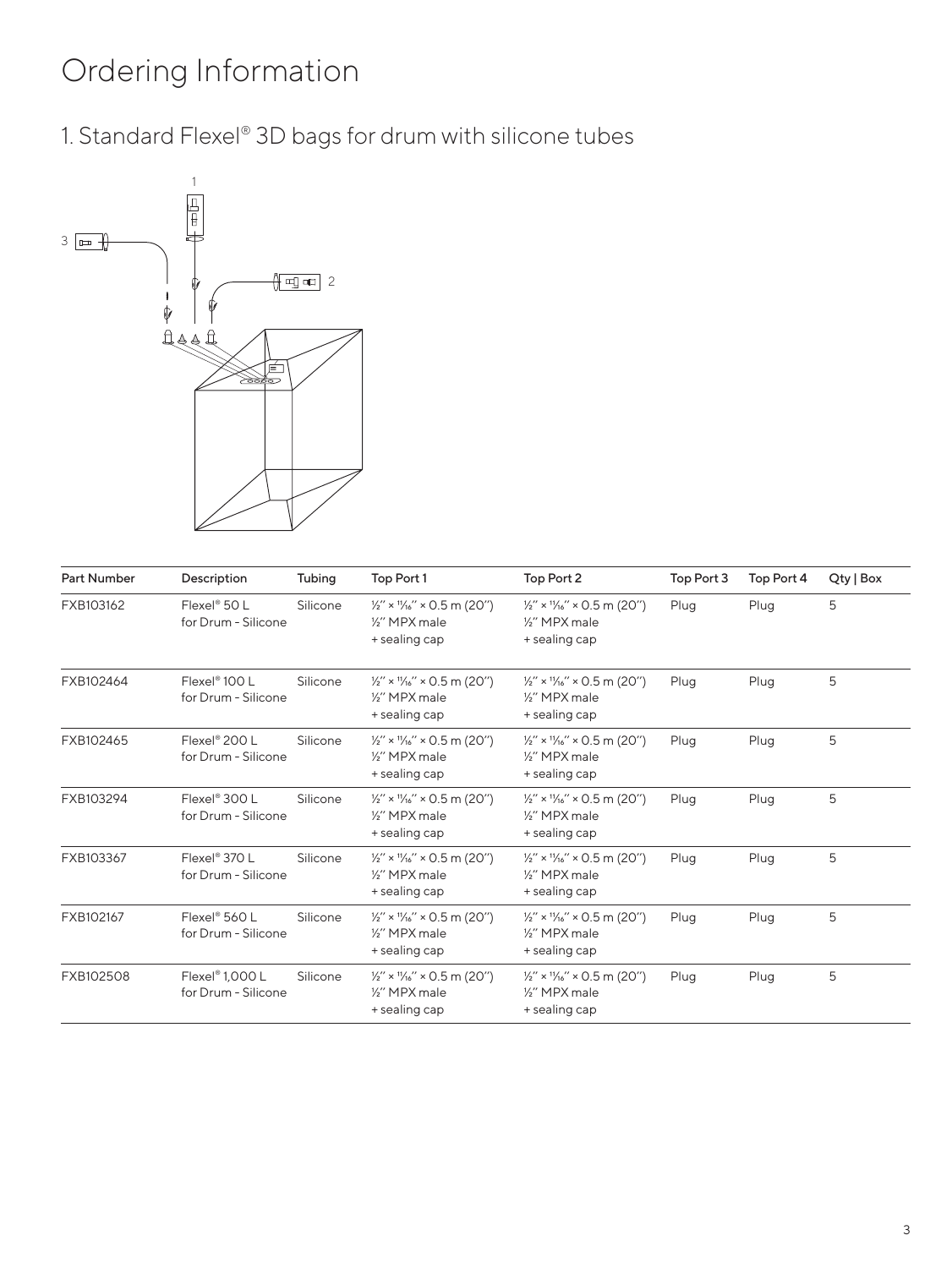# Ordering Information

## 1. Standard Flexel® 3D bags for drum with silicone tubes

| Part Number | Description | Tubing | Top Port 1 | Top Port 2 | Top Port 3 | Top Port 4 | Qty \| Box |
|---|---|---|---|---|---|---|---|
| FXB103162 | Flexel® 50 L for Drum - Silicone | Silicone | ½" × 11⁄16" × 0.5 m (20") ½" MPX male + sealing cap | ½" × 11⁄16" × 0.5 m (20") ½" MPX male + sealing cap | Plug | Plug | 5 |
| FXB102464 | Flexel® 100 L for Drum - Silicone | Silicone | ½" × 11⁄16" × 0.5 m (20") ½" MPX male + sealing cap | ½" × 11⁄16" × 0.5 m (20") ½" MPX male + sealing cap | Plug | Plug | 5 |
| FXB102465 | Flexel® 200 L for Drum - Silicone | Silicone | ½" × 11⁄16" × 0.5 m (20") ½" MPX male + sealing cap | ½" × 11⁄16" × 0.5 m (20") ½" MPX male + sealing cap | Plug | Plug | 5 |
| FXB103294 | Flexel® 300 L for Drum - Silicone | Silicone | ½" × 11⁄16" × 0.5 m (20") ½" MPX male + sealing cap | ½" × 11⁄16" × 0.5 m (20") ½" MPX male + sealing cap | Plug | Plug | 5 |
| FXB103367 | Flexel® 370 L for Drum - Silicone | Silicone | ½" × 11⁄16" × 0.5 m (20") ½" MPX male + sealing cap | ½" × 11⁄16" × 0.5 m (20") ½" MPX male + sealing cap | Plug | Plug | 5 |
| FXB102167 | Flexel® 560 L for Drum - Silicone | Silicone | ½" × 11⁄16" × 0.5 m (20") ½" MPX male + sealing cap | ½" × 11⁄16" × 0.5 m (20") ½" MPX male + sealing cap | Plug | Plug | 5 |
| FXB102508 | Flexel® 1,000 L for Drum - Silicone | Silicone | ½" × 11⁄16" × 0.5 m (20") ½" MPX male + sealing cap | ½" × 11⁄16" × 0.5 m (20") ½" MPX male + sealing cap | Plug | Plug | 5 |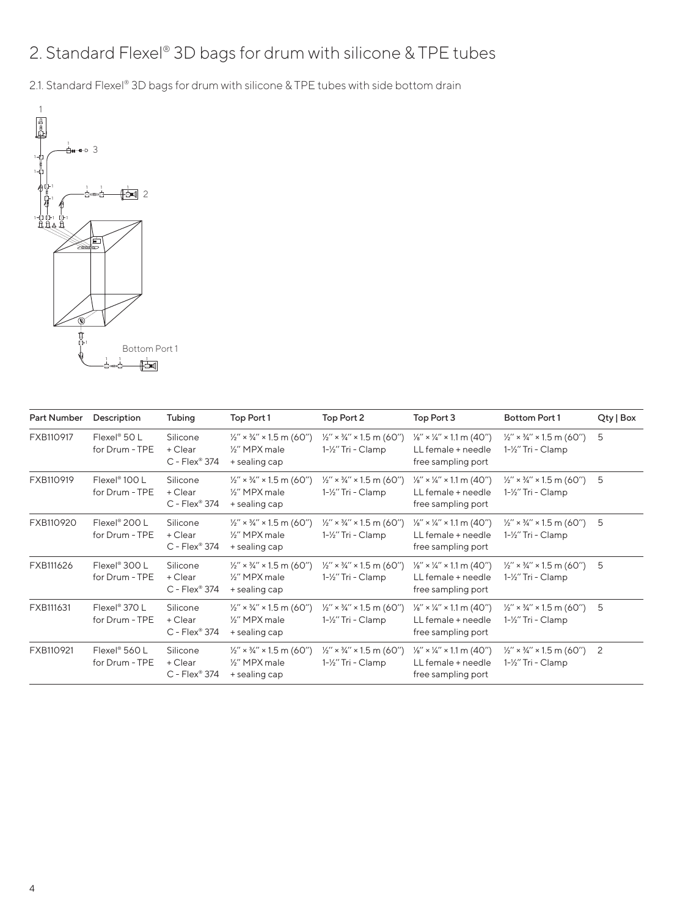# 2. Standard Flexel® 3D bags for drum with silicone & TPE tubes

## 2.1. Standard Flexel® 3D bags for drum with silicone & TPE tubes with side bottom drain

| Part Number | Description | Tubing | Top Port 1 | Top Port 2 | Top Port 3 | Bottom Port 1 | Qty \| Box |
|---|---|---|---|---|---|---|---|
| FXB110917 | Flexel® 50 L for Drum - TPE | Silicone + Clear C - Flex® 374 | ½″ × ¾″ × 1.5 m (60″) ½″ MPX male + sealing cap | ½″ × ¾″ × 1.5 m (60″) 1-½″ Tri - Clamp | ⅛″ × ¼″ × 1.1 m (40″) LL female + needle free sampling port | ½″ × ¾″ × 1.5 m (60″) 1-½″ Tri - Clamp | 5 |
| FXB110919 | Flexel® 100 L for Drum - TPE | Silicone + Clear C - Flex® 374 | ½″ × ¾″ × 1.5 m (60″) ½″ MPX male + sealing cap | ½″ × ¾″ × 1.5 m (60″) 1-½″ Tri - Clamp | ⅛″ × ¼″ × 1.1 m (40″) LL female + needle free sampling port | ½″ × ¾″ × 1.5 m (60″) 1-½″ Tri - Clamp | 5 |
| FXB110920 | Flexel® 200 L for Drum - TPE | Silicone + Clear C - Flex® 374 | ½″ × ¾″ × 1.5 m (60″) ½″ MPX male + sealing cap | ½″ × ¾″ × 1.5 m (60″) 1-½″ Tri - Clamp | ⅛″ × ¼″ × 1.1 m (40″) LL female + needle free sampling port | ½″ × ¾″ × 1.5 m (60″) 1-½″ Tri - Clamp | 5 |
| FXB111626 | Flexel® 300 L for Drum - TPE | Silicone + Clear C - Flex® 374 | ½″ × ¾″ × 1.5 m (60″) ½″ MPX male + sealing cap | ½″ × ¾″ × 1.5 m (60″) 1-½″ Tri - Clamp | ⅛″ × ¼″ × 1.1 m (40″) LL female + needle free sampling port | ½″ × ¾″ × 1.5 m (60″) 1-½″ Tri - Clamp | 5 |
| FXB111631 | Flexel® 370 L for Drum - TPE | Silicone + Clear C - Flex® 374 | ½″ × ¾″ × 1.5 m (60″) ½″ MPX male + sealing cap | ½″ × ¾″ × 1.5 m (60″) 1-½″ Tri - Clamp | ⅛″ × ¼″ × 1.1 m (40″) LL female + needle free sampling port | ½″ × ¾″ × 1.5 m (60″) 1-½″ Tri - Clamp | 5 |
| FXB110921 | Flexel® 560 L for Drum - TPE | Silicone + Clear C - Flex® 374 | ½″ × ¾″ × 1.5 m (60″) ½″ MPX male + sealing cap | ½″ × ¾″ × 1.5 m (60″) 1-½″ Tri - Clamp | ⅛″ × ¼″ × 1.1 m (40″) LL female + needle free sampling port | ½″ × ¾″ × 1.5 m (60″) 1-½″ Tri - Clamp | 2 |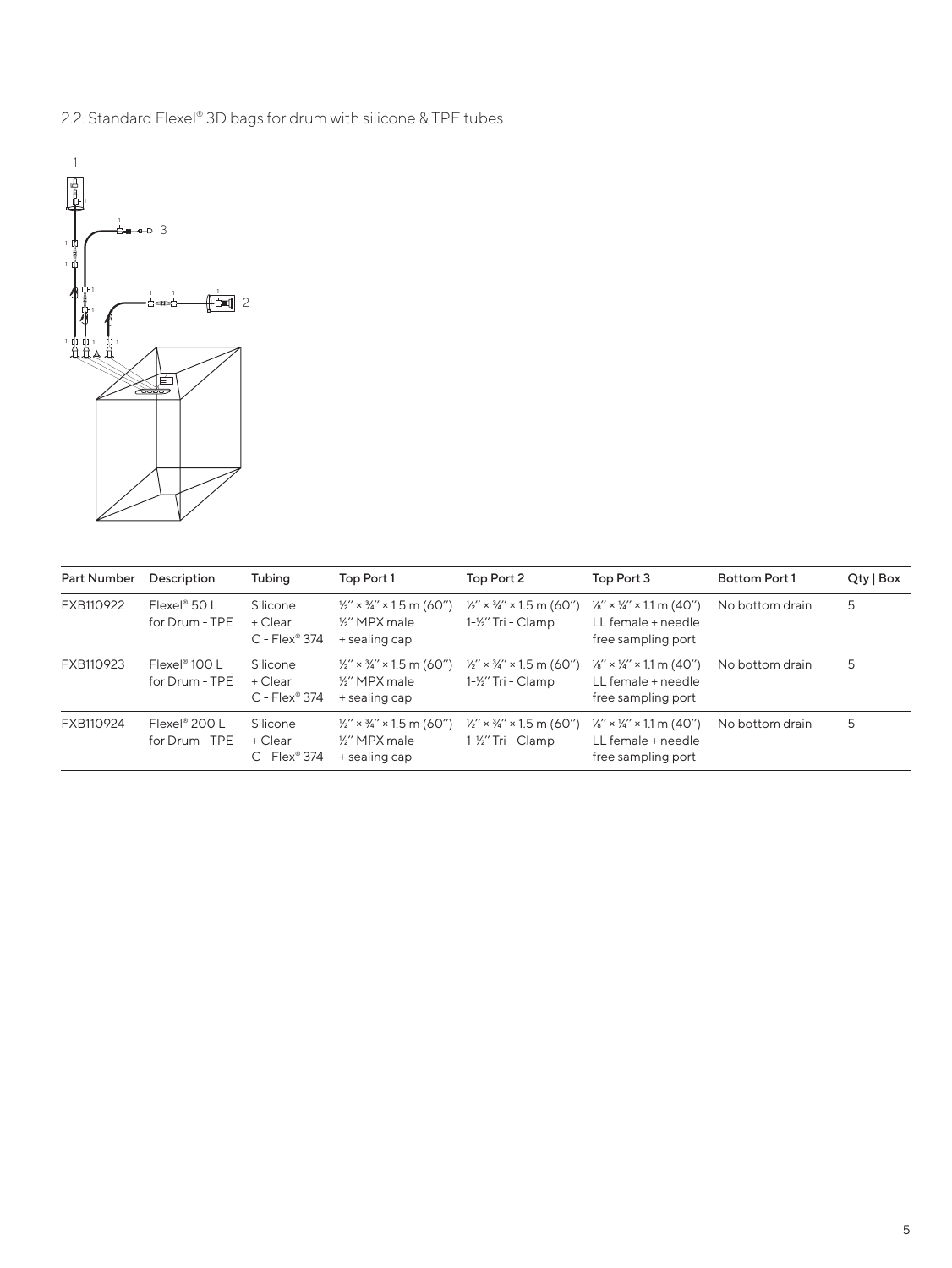## 2.2. Standard Flexel® 3D bags for drum with silicone & TPE tubes

| Part Number | Description | Tubing | Top Port 1 | Top Port 2 | Top Port 3 | Bottom Port 1 | Qty \| Box |
|---|---|---|---|---|---|---|---|
| FXB110922 | Flexel® 50 L for Drum - TPE | Silicone + Clear C - Flex® 374 | ½″ × ¾″ × 1.5 m (60″) ½″ MPX male + sealing cap | ½″ × ¾″ × 1.5 m (60″) 1-½″ Tri - Clamp | ⅛″ × ¼″ × 1.1 m (40″) LL female + needle free sampling port | No bottom drain | 5 |
| FXB110923 | Flexel® 100 L for Drum - TPE | Silicone + Clear C - Flex® 374 | ½″ × ¾″ × 1.5 m (60″) ½″ MPX male + sealing cap | ½″ × ¾″ × 1.5 m (60″) 1-½″ Tri - Clamp | ⅛″ × ¼″ × 1.1 m (40″) LL female + needle free sampling port | No bottom drain | 5 |
| FXB110924 | Flexel® 200 L for Drum - TPE | Silicone + Clear C - Flex® 374 | ½″ × ¾″ × 1.5 m (60″) ½″ MPX male + sealing cap | ½″ × ¾″ × 1.5 m (60″) 1-½″ Tri - Clamp | ⅛″ × ¼″ × 1.1 m (40″) LL female + needle free sampling port | No bottom drain | 5 |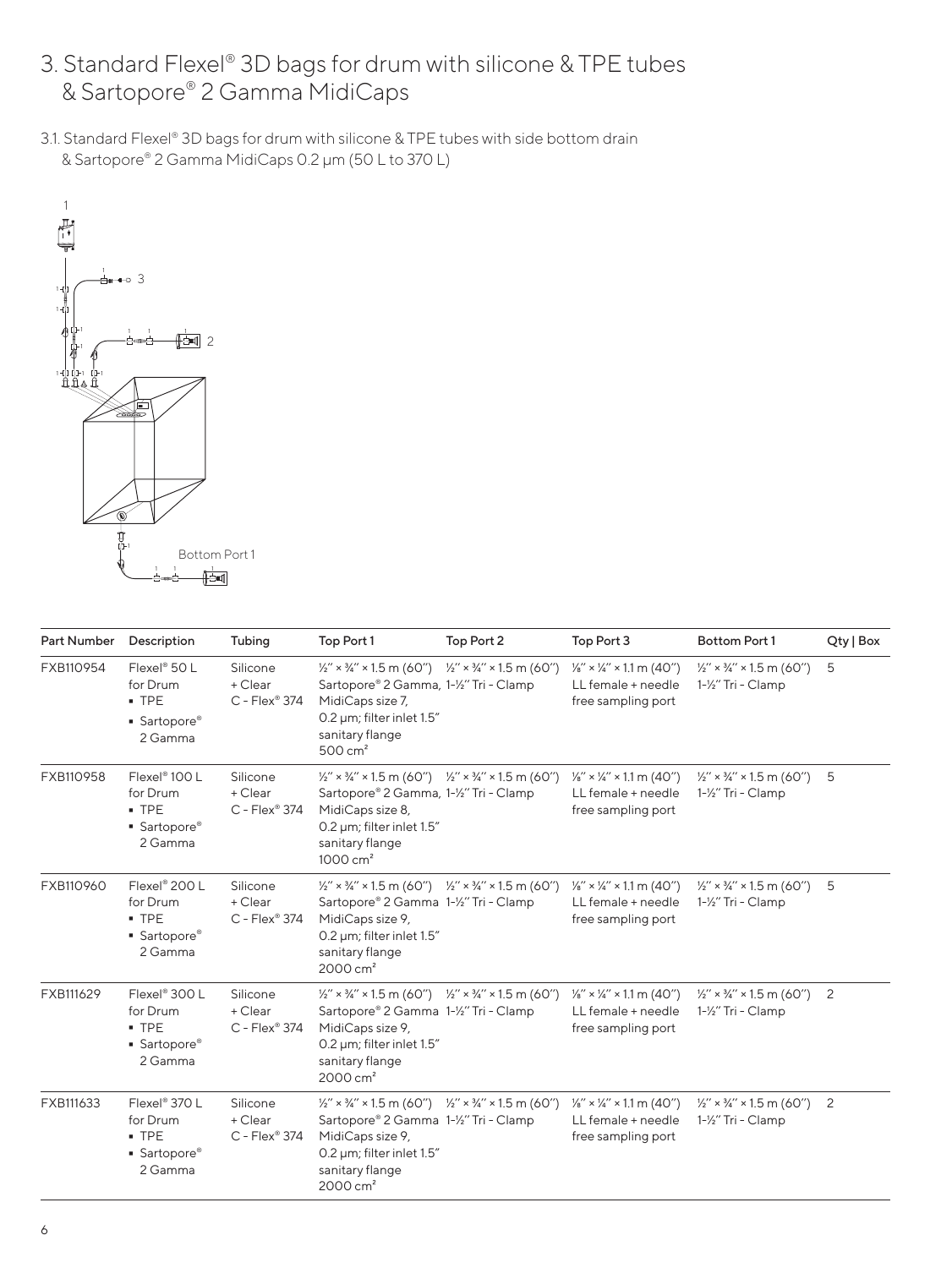## 3. Standard Flexel® 3D bags for drum with silicone & TPE tubes & Sartopore® 2 Gamma MidiCaps

### 3.1. Standard Flexel® 3D bags for drum with silicone & TPE tubes with side bottom drain & Sartopore® 2 Gamma MidiCaps 0.2 µm (50 L to 370 L)

1

3

2

Bottom Port 1

| Part Number | Description | Tubing | Top Port 1 | Top Port 2 | Top Port 3 | Bottom Port 1 | Qty \| Box |
|---|---|---|---|---|---|---|---|
| FXB110954 | Flexel® 50 L for Drum<br>▪ TPE<br>▪ Sartopore® 2 Gamma | Silicone + Clear C - Flex® 374 | ½″ × ¾″ × 1.5 m (60″) Sartopore® 2 Gamma, MidiCaps size 7, 0.2 µm; filter inlet 1.5″ sanitary flange 500 cm² | ½″ × ¾″ × 1.5 m (60″) 1-½″ Tri - Clamp | ⅛″ × ¼″ × 1.1 m (40″) LL female + needle free sampling port | ½″ × ¾″ × 1.5 m (60″) 1-½″ Tri - Clamp | 5 |
| FXB110958 | Flexel® 100 L for Drum<br>▪ TPE<br>▪ Sartopore® 2 Gamma | Silicone + Clear C - Flex® 374 | ½″ × ¾″ × 1.5 m (60″) Sartopore® 2 Gamma, MidiCaps size 8, 0.2 µm; filter inlet 1.5″ sanitary flange 1000 cm² | ½″ × ¾″ × 1.5 m (60″) 1-½″ Tri - Clamp | ⅛″ × ¼″ × 1.1 m (40″) LL female + needle free sampling port | ½″ × ¾″ × 1.5 m (60″) 1-½″ Tri - Clamp | 5 |
| FXB110960 | Flexel® 200 L for Drum<br>▪ TPE<br>▪ Sartopore® 2 Gamma | Silicone + Clear C - Flex® 374 | ½″ × ¾″ × 1.5 m (60″) Sartopore® 2 Gamma MidiCaps size 9, 0.2 µm; filter inlet 1.5″ sanitary flange 2000 cm² | ½″ × ¾″ × 1.5 m (60″) 1-½″ Tri - Clamp | ⅛″ × ¼″ × 1.1 m (40″) LL female + needle free sampling port | ½″ × ¾″ × 1.5 m (60″) 1-½″ Tri - Clamp | 5 |
| FXB111629 | Flexel® 300 L for Drum<br>▪ TPE<br>▪ Sartopore® 2 Gamma | Silicone + Clear C - Flex® 374 | ½″ × ¾″ × 1.5 m (60″) Sartopore® 2 Gamma MidiCaps size 9, 0.2 µm; filter inlet 1.5″ sanitary flange 2000 cm² | ½″ × ¾″ × 1.5 m (60″) 1-½″ Tri - Clamp | ⅛″ × ¼″ × 1.1 m (40″) LL female + needle free sampling port | ½″ × ¾″ × 1.5 m (60″) 1-½″ Tri - Clamp | 2 |
| FXB111633 | Flexel® 370 L for Drum<br>▪ TPE<br>▪ Sartopore® 2 Gamma | Silicone + Clear C - Flex® 374 | ½″ × ¾″ × 1.5 m (60″) Sartopore® 2 Gamma MidiCaps size 9, 0.2 µm; filter inlet 1.5″ sanitary flange 2000 cm² | ½″ × ¾″ × 1.5 m (60″) 1-½″ Tri - Clamp | ⅛″ × ¼″ × 1.1 m (40″) LL female + needle free sampling port | ½″ × ¾″ × 1.5 m (60″) 1-½″ Tri - Clamp | 2 |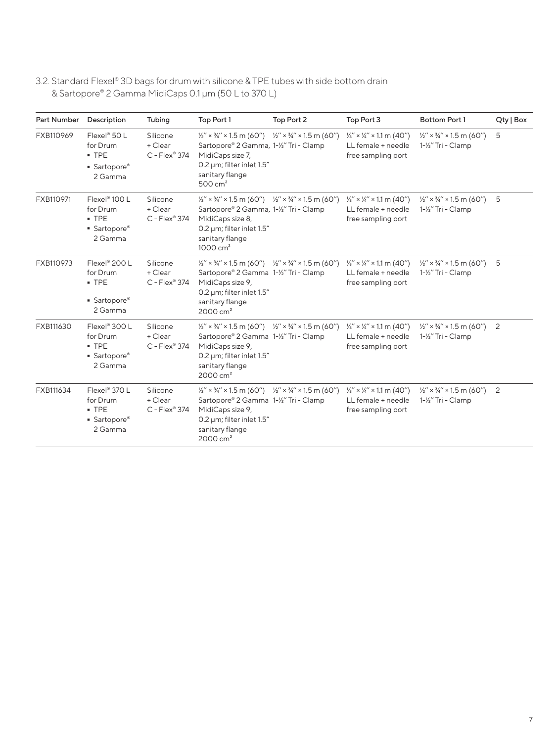### 3.2. Standard Flexel® 3D bags for drum with silicone & TPE tubes with side bottom drain & Sartopore® 2 Gamma MidiCaps 0.1 µm (50 L to 370 L)

| Part Number | Description | Tubing | Top Port 1 | Top Port 2 | Top Port 3 | Bottom Port 1 | Qty \| Box |
|---|---|---|---|---|---|---|---|
| FXB110969 | Flexel® 50 L for Drum • TPE • Sartopore® 2 Gamma | Silicone + Clear C - Flex® 374 | ½" × ¾" × 1.5 m (60") Sartopore® 2 Gamma, MidiCaps size 7, 0.2 µm; filter inlet 1.5" sanitary flange 500 cm² | ½" × ¾" × 1.5 m (60") 1-½" Tri - Clamp | ⅛" × ¼" × 1.1 m (40") LL female + needle free sampling port | ½" × ¾" × 1.5 m (60") 1-½" Tri - Clamp | 5 |
| FXB110971 | Flexel® 100 L for Drum • TPE • Sartopore® 2 Gamma | Silicone + Clear C - Flex® 374 | ½" × ¾" × 1.5 m (60") Sartopore® 2 Gamma, MidiCaps size 8, 0.2 µm; filter inlet 1.5" sanitary flange 1000 cm² | ½" × ¾" × 1.5 m (60") 1-½" Tri - Clamp | ⅛" × ¼" × 1.1 m (40") LL female + needle free sampling port | ½" × ¾" × 1.5 m (60") 1-½" Tri - Clamp | 5 |
| FXB110973 | Flexel® 200 L for Drum • TPE • Sartopore® 2 Gamma | Silicone + Clear C - Flex® 374 | ½" × ¾" × 1.5 m (60") Sartopore® 2 Gamma MidiCaps size 9, 0.2 µm; filter inlet 1.5" sanitary flange 2000 cm² | ½" × ¾" × 1.5 m (60") 1-½" Tri - Clamp | ⅛" × ¼" × 1.1 m (40") LL female + needle free sampling port | ½" × ¾" × 1.5 m (60") 1-½" Tri - Clamp | 5 |
| FXB111630 | Flexel® 300 L for Drum • TPE • Sartopore® 2 Gamma | Silicone + Clear C - Flex® 374 | ½" × ¾" × 1.5 m (60") Sartopore® 2 Gamma MidiCaps size 9, 0.2 µm; filter inlet 1.5" sanitary flange 2000 cm² | ½" × ¾" × 1.5 m (60") 1-½" Tri - Clamp | ⅛" × ¼" × 1.1 m (40") LL female + needle free sampling port | ½" × ¾" × 1.5 m (60") 1-½" Tri - Clamp | 2 |
| FXB111634 | Flexel® 370 L for Drum • TPE • Sartopore® 2 Gamma | Silicone + Clear C - Flex® 374 | ½" × ¾" × 1.5 m (60") Sartopore® 2 Gamma MidiCaps size 9, 0.2 µm; filter inlet 1.5" sanitary flange 2000 cm² | ½" × ¾" × 1.5 m (60") 1-½" Tri - Clamp | ⅛" × ¼" × 1.1 m (40") LL female + needle free sampling port | ½" × ¾" × 1.5 m (60") 1-½" Tri - Clamp | 2 |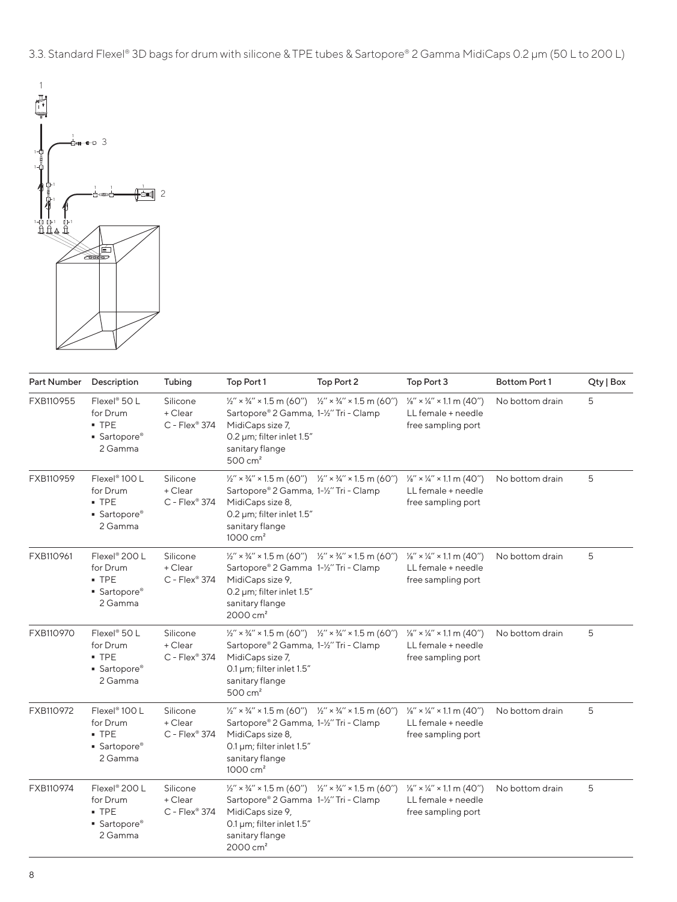3.3. Standard Flexel® 3D bags for drum with silicone & TPE tubes & Sartopore® 2 Gamma MidiCaps 0.2 µm (50 L to 200 L)

| Part Number | Description | Tubing | Top Port 1 | Top Port 2 | Top Port 3 | Bottom Port 1 | Qty \| Box |
|---|---|---|---|---|---|---|---|
| FXB110955 | Flexel® 50 L for Drum<br>▪ TPE<br>▪ Sartopore® 2 Gamma | Silicone + Clear C - Flex® 374 | ½" × ¾" × 1.5 m (60") Sartopore® 2 Gamma, MidiCaps size 7, 0.2 µm; filter inlet 1.5" sanitary flange 500 cm² | ½" × ¾" × 1.5 m (60") 1-½" Tri - Clamp | ⅛" × ¼" × 1.1 m (40") LL female + needle free sampling port | No bottom drain | 5 |
| FXB110959 | Flexel® 100 L for Drum<br>▪ TPE<br>▪ Sartopore® 2 Gamma | Silicone + Clear C - Flex® 374 | ½" × ¾" × 1.5 m (60") Sartopore® 2 Gamma, MidiCaps size 8, 0.2 µm; filter inlet 1.5" sanitary flange 1000 cm² | ½" × ¾" × 1.5 m (60") 1-½" Tri - Clamp | ⅛" × ¼" × 1.1 m (40") LL female + needle free sampling port | No bottom drain | 5 |
| FXB110961 | Flexel® 200 L for Drum<br>▪ TPE<br>▪ Sartopore® 2 Gamma | Silicone + Clear C - Flex® 374 | ½" × ¾" × 1.5 m (60") Sartopore® 2 Gamma MidiCaps size 9, 0.2 µm; filter inlet 1.5" sanitary flange 2000 cm² | ½" × ¾" × 1.5 m (60") 1-½" Tri - Clamp | ⅛" × ¼" × 1.1 m (40") LL female + needle free sampling port | No bottom drain | 5 |
| FXB110970 | Flexel® 50 L for Drum<br>▪ TPE<br>▪ Sartopore® 2 Gamma | Silicone + Clear C - Flex® 374 | ½" × ¾" × 1.5 m (60") Sartopore® 2 Gamma, MidiCaps size 7, 0.1 µm; filter inlet 1.5" sanitary flange 500 cm² | ½" × ¾" × 1.5 m (60") 1-½" Tri - Clamp | ⅛" × ¼" × 1.1 m (40") LL female + needle free sampling port | No bottom drain | 5 |
| FXB110972 | Flexel® 100 L for Drum<br>▪ TPE<br>▪ Sartopore® 2 Gamma | Silicone + Clear C - Flex® 374 | ½" × ¾" × 1.5 m (60") Sartopore® 2 Gamma, MidiCaps size 8, 0.1 µm; filter inlet 1.5" sanitary flange 1000 cm² | ½" × ¾" × 1.5 m (60") 1-½" Tri - Clamp | ⅛" × ¼" × 1.1 m (40") LL female + needle free sampling port | No bottom drain | 5 |
| FXB110974 | Flexel® 200 L for Drum<br>▪ TPE<br>▪ Sartopore® 2 Gamma | Silicone + Clear C - Flex® 374 | ½" × ¾" × 1.5 m (60") Sartopore® 2 Gamma MidiCaps size 9, 0.1 µm; filter inlet 1.5" sanitary flange 2000 cm² | ½" × ¾" × 1.5 m (60") 1-½" Tri - Clamp | ⅛" × ¼" × 1.1 m (40") LL female + needle free sampling port | No bottom drain | 5 |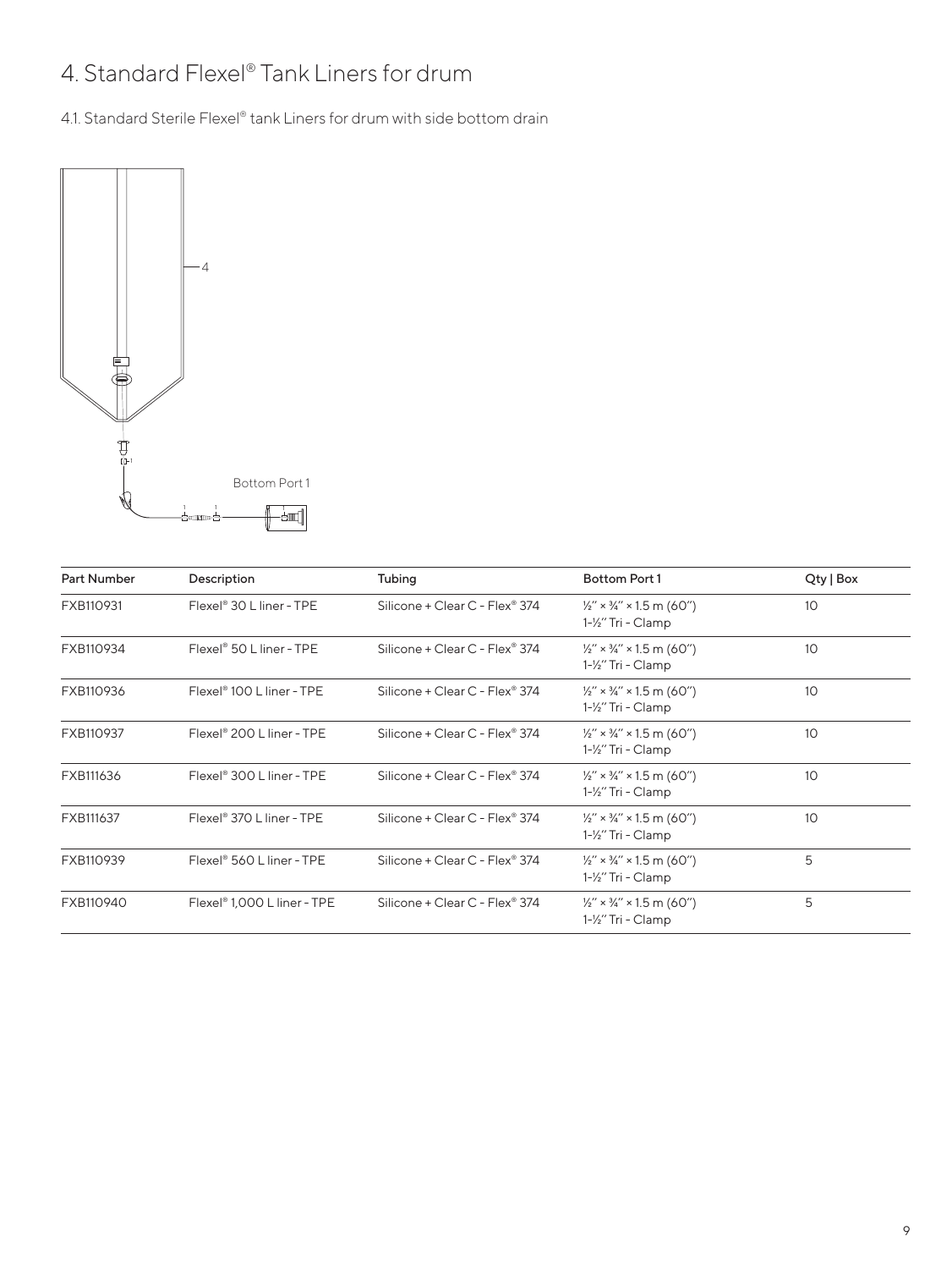# 4. Standard Flexel® Tank Liners for drum

## 4.1. Standard Sterile Flexel® tank Liners for drum with side bottom drain

4

Bottom Port 1

| Part Number | Description | Tubing | Bottom Port 1 | Qty \| Box |
|---|---|---|---|---|
| FXB110931 | Flexel® 30 L liner - TPE | Silicone + Clear C - Flex® 374 | ½″ × ¾″ × 1.5 m (60″) 1-½″ Tri - Clamp | 10 |
| FXB110934 | Flexel® 50 L liner - TPE | Silicone + Clear C - Flex® 374 | ½″ × ¾″ × 1.5 m (60″) 1-½″ Tri - Clamp | 10 |
| FXB110936 | Flexel® 100 L liner - TPE | Silicone + Clear C - Flex® 374 | ½″ × ¾″ × 1.5 m (60″) 1-½″ Tri - Clamp | 10 |
| FXB110937 | Flexel® 200 L liner - TPE | Silicone + Clear C - Flex® 374 | ½″ × ¾″ × 1.5 m (60″) 1-½″ Tri - Clamp | 10 |
| FXB111636 | Flexel® 300 L liner - TPE | Silicone + Clear C - Flex® 374 | ½″ × ¾″ × 1.5 m (60″) 1-½″ Tri - Clamp | 10 |
| FXB111637 | Flexel® 370 L liner - TPE | Silicone + Clear C - Flex® 374 | ½″ × ¾″ × 1.5 m (60″) 1-½″ Tri - Clamp | 10 |
| FXB110939 | Flexel® 560 L liner - TPE | Silicone + Clear C - Flex® 374 | ½″ × ¾″ × 1.5 m (60″) 1-½″ Tri - Clamp | 5 |
| FXB110940 | Flexel® 1,000 L liner - TPE | Silicone + Clear C - Flex® 374 | ½″ × ¾″ × 1.5 m (60″) 1-½″ Tri - Clamp | 5 |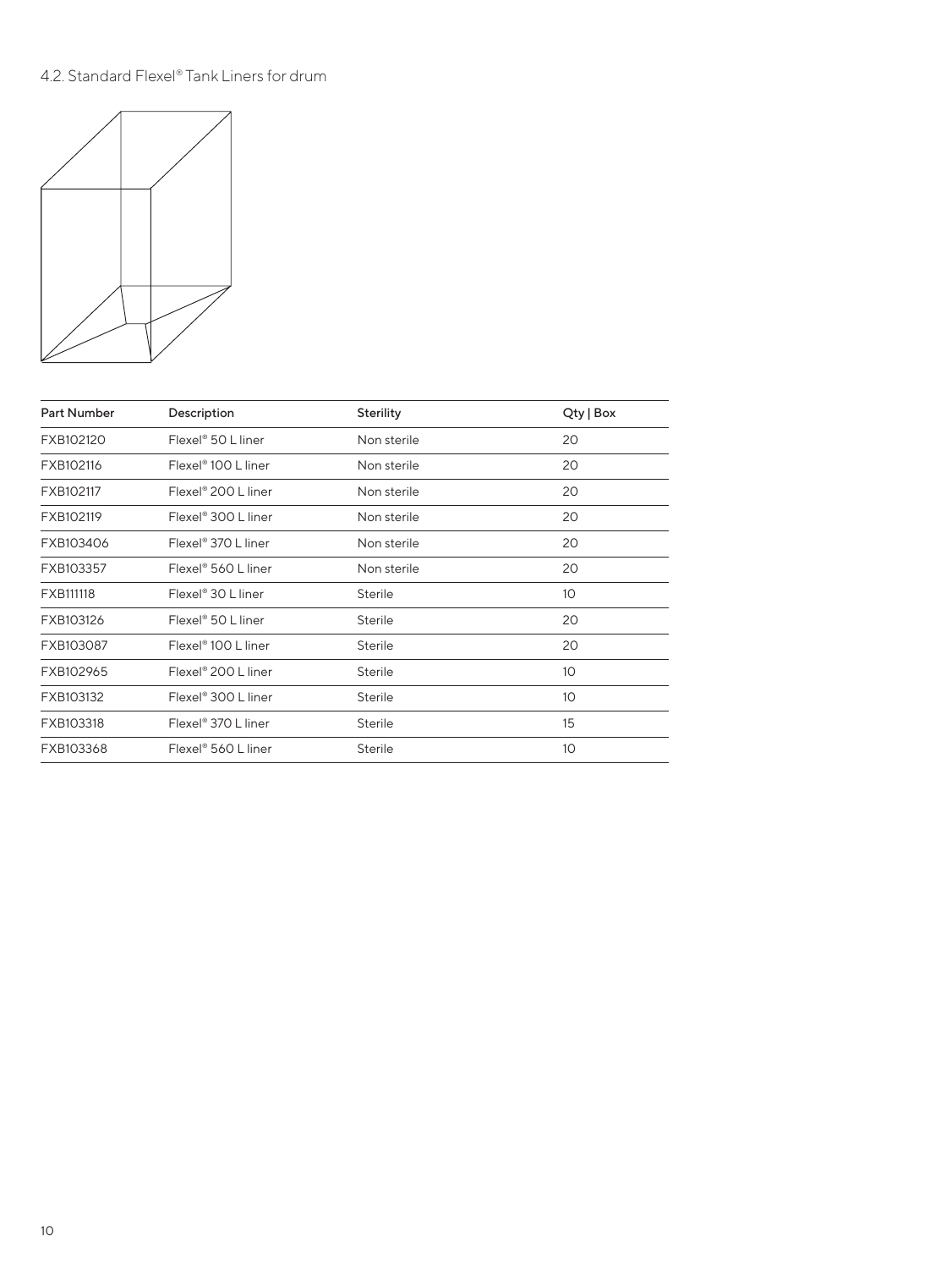## 4.2. Standard Flexel® Tank Liners for drum

| Part Number | Description | Sterility | Qty \| Box |
|---|---|---|---|
| FXB102120 | Flexel® 50 L liner | Non sterile | 20 |
| FXB102116 | Flexel® 100 L liner | Non sterile | 20 |
| FXB102117 | Flexel® 200 L liner | Non sterile | 20 |
| FXB102119 | Flexel® 300 L liner | Non sterile | 20 |
| FXB103406 | Flexel® 370 L liner | Non sterile | 20 |
| FXB103357 | Flexel® 560 L liner | Non sterile | 20 |
| FXB111118 | Flexel® 30 L liner | Sterile | 10 |
| FXB103126 | Flexel® 50 L liner | Sterile | 20 |
| FXB103087 | Flexel® 100 L liner | Sterile | 20 |
| FXB102965 | Flexel® 200 L liner | Sterile | 10 |
| FXB103132 | Flexel® 300 L liner | Sterile | 10 |
| FXB103318 | Flexel® 370 L liner | Sterile | 15 |
| FXB103368 | Flexel® 560 L liner | Sterile | 10 |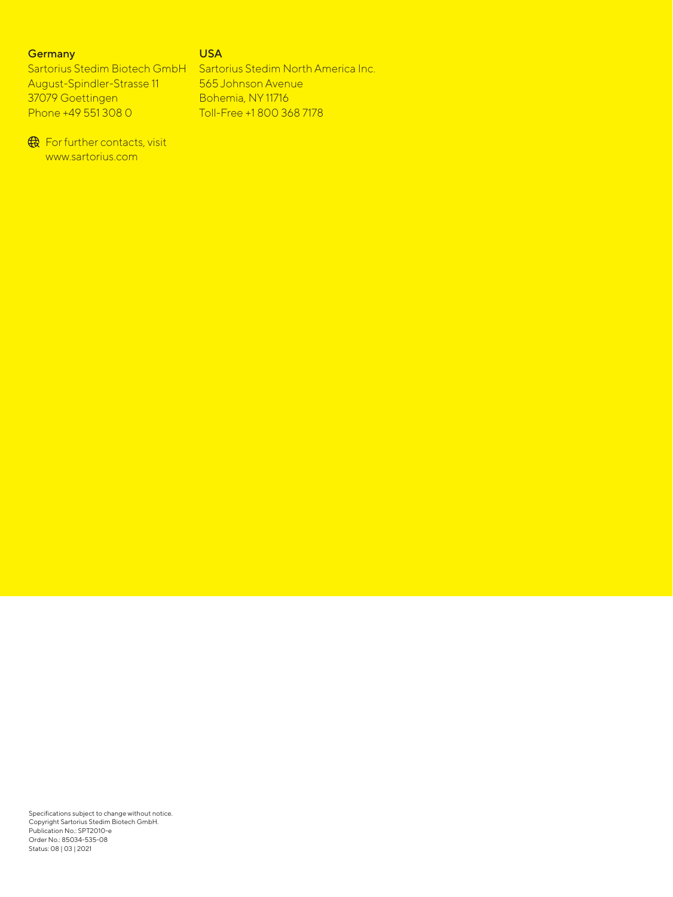**Germany**

Sartorius Stedim Biotech GmbH
August-Spindler-Strasse 11
37079 Goettingen
Phone +49 551 308 0

**USA**

Sartorius Stedim North America Inc.
565 Johnson Avenue
Bohemia, NY 11716
Toll-Free +1 800 368 7178

For further contacts, visit
www.sartorius.com

Specifications subject to change without notice.
Copyright Sartorius Stedim Biotech GmbH.
Publication No.: SPT2010-e
Order No.: 85034-535-08
Status: 08 | 03 | 2021